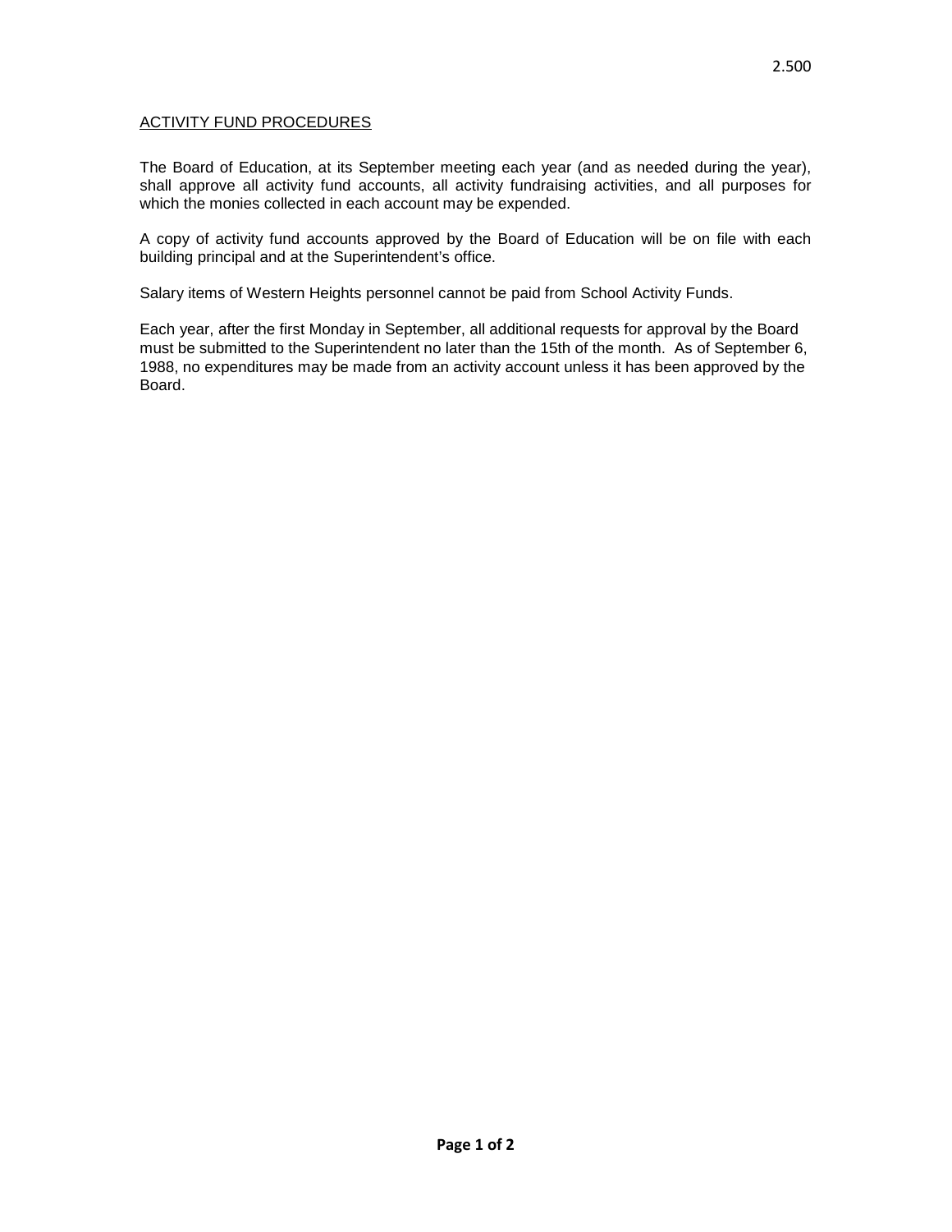2.500

## ACTIVITY FUND PROCEDURES

The Board of Education, at its September meeting each year (and as needed during the year), shall approve all activity fund accounts, all activity fundraising activities, and all purposes for which the monies collected in each account may be expended.

A copy of activity fund accounts approved by the Board of Education will be on file with each building principal and at the Superintendent's office.

Salary items of Western Heights personnel cannot be paid from School Activity Funds.

Each year, after the first Monday in September, all additional requests for approval by the Board must be submitted to the Superintendent no later than the 15th of the month. As of September 6, 1988, no expenditures may be made from an activity account unless it has been approved by the Board.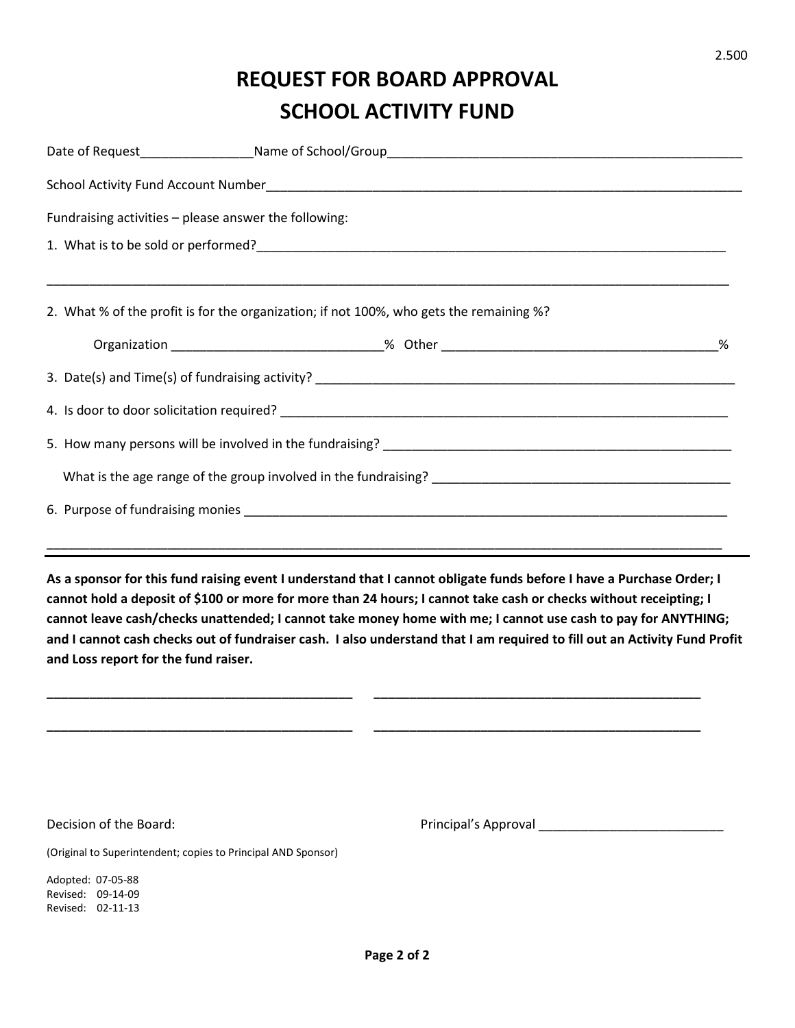2.500

# REQUEST FOR BOARD APPROVAL
# SCHOOL ACTIVITY FUND

Date of Request________________Name of School/Group___________________________________________________

School Activity Fund Account Number_______________________________________________________________________

Fundraising activities – please answer the following:

1. What is to be sold or performed?____________________________________________________________________

_____________________________________________________________________________________________________

2. What % of the profit is for the organization; if not 100%, who gets the remaining %?

   Organization ______________________________% Other ________________________________________%

3. Date(s) and Time(s) of fundraising activity? ____________________________________________________________

4. Is door to door solicitation required? ________________________________________________________________

5. How many persons will be involved in the fundraising? __________________________________________________

   What is the age range of the group involved in the fundraising? __________________________________________

6. Purpose of fundraising monies ______________________________________________________________________

_____________________________________________________________________________________________________

**As a sponsor for this fund raising event I understand that I cannot obligate funds before I have a Purchase Order; I cannot hold a deposit of $100 or more for more than 24 hours; I cannot take cash or checks without receipting; I cannot leave cash/checks unattended; I cannot take money home with me; I cannot use cash to pay for ANYTHING; and I cannot cash checks out of fundraiser cash. I also understand that I am required to fill out an Activity Fund Profit and Loss report for the fund raiser.**

___________________________________________ ______________________________________________

___________________________________________ ______________________________________________

Decision of the Board:

Principal's Approval __________________________

(Original to Superintendent; copies to Principal AND Sponsor)

Adopted: 07-05-88
Revised: 09-14-09
Revised: 02-11-13